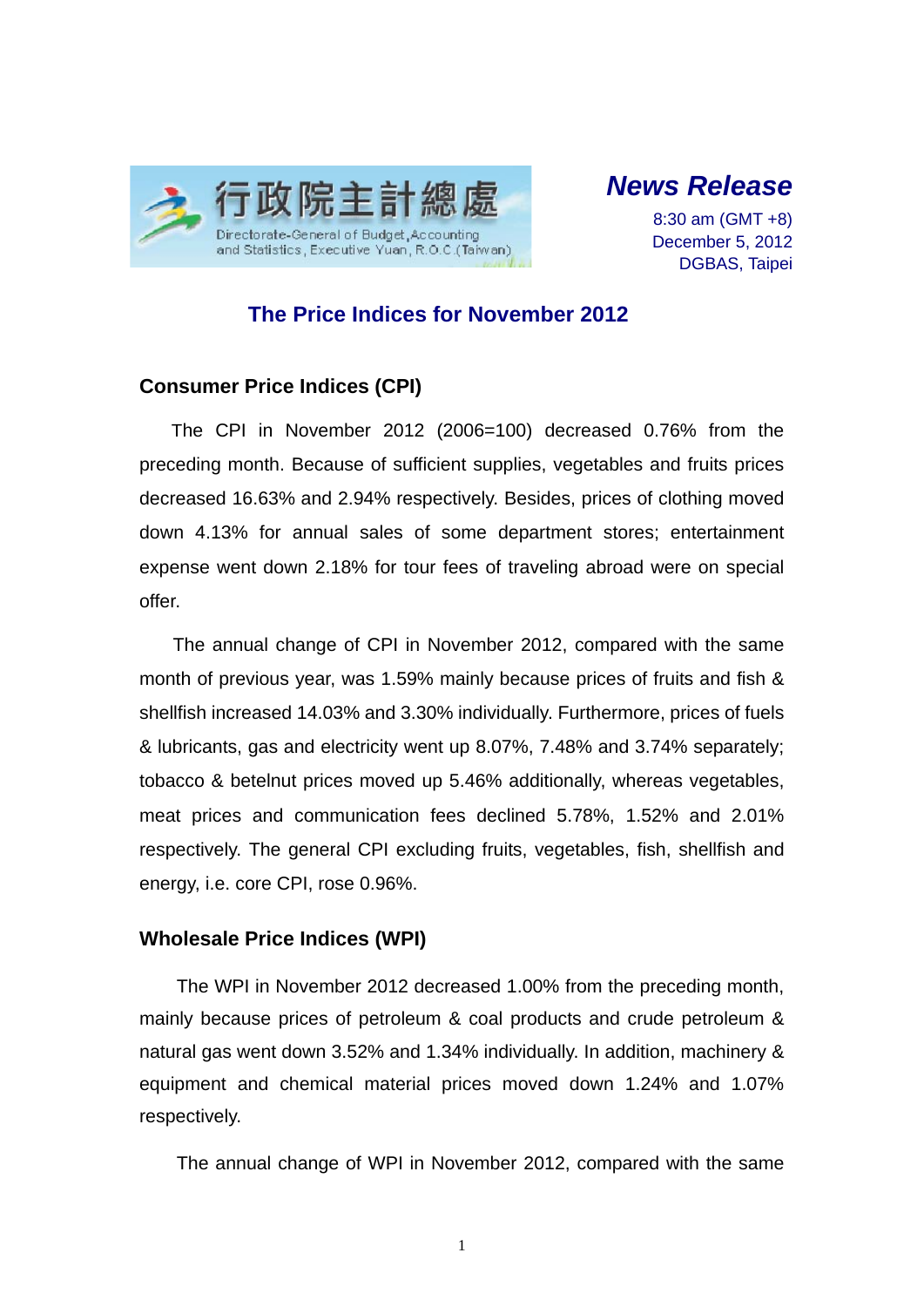行政院主計總處
Directorate-General of Budget, Accounting and Statistics, Executive Yuan, R.O.C. (Taiwan)

***News Release***

8:30 am (GMT +8)
December 5, 2012
DGBAS, Taipei

# The Price Indices for November 2012

## Consumer Price Indices (CPI)

The CPI in November 2012 (2006=100) decreased 0.76% from the preceding month. Because of sufficient supplies, vegetables and fruits prices decreased 16.63% and 2.94% respectively. Besides, prices of clothing moved down 4.13% for annual sales of some department stores; entertainment expense went down 2.18% for tour fees of traveling abroad were on special offer.

The annual change of CPI in November 2012, compared with the same month of previous year, was 1.59% mainly because prices of fruits and fish & shellfish increased 14.03% and 3.30% individually. Furthermore, prices of fuels & lubricants, gas and electricity went up 8.07%, 7.48% and 3.74% separately; tobacco & betelnut prices moved up 5.46% additionally, whereas vegetables, meat prices and communication fees declined 5.78%, 1.52% and 2.01% respectively. The general CPI excluding fruits, vegetables, fish, shellfish and energy, i.e. core CPI, rose 0.96%.

## Wholesale Price Indices (WPI)

The WPI in November 2012 decreased 1.00% from the preceding month, mainly because prices of petroleum & coal products and crude petroleum & natural gas went down 3.52% and 1.34% individually. In addition, machinery & equipment and chemical material prices moved down 1.24% and 1.07% respectively.

The annual change of WPI in November 2012, compared with the same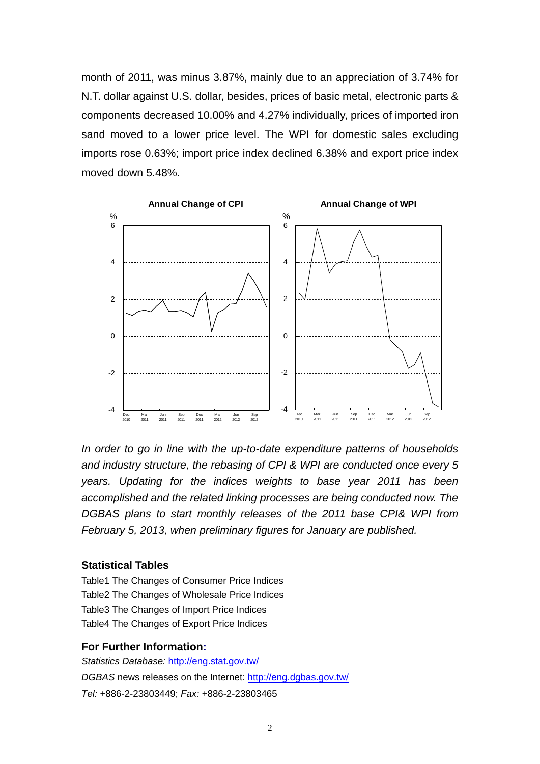month of 2011, was minus 3.87%, mainly due to an appreciation of 3.74% for N.T. dollar against U.S. dollar, besides, prices of basic metal, electronic parts & components decreased 10.00% and 4.27% individually, prices of imported iron sand moved to a lower price level. The WPI for domestic sales excluding imports rose 0.63%; import price index declined 6.38% and export price index moved down 5.48%.

**Annual Change of CPI** **Annual Change of WPI**

*In order to go in line with the up-to-date expenditure patterns of households and industry structure, the rebasing of CPI & WPI are conducted once every 5 years. Updating for the indices weights to base year 2011 has been accomplished and the related linking processes are being conducted now. The DGBAS plans to start monthly releases of the 2011 base CPI& WPI from February 5, 2013, when preliminary figures for January are published.*

### Statistical Tables

Table1 The Changes of Consumer Price Indices
Table2 The Changes of Wholesale Price Indices
Table3 The Changes of Import Price Indices
Table4 The Changes of Export Price Indices

### For Further Information:

*Statistics Database:* http://eng.stat.gov.tw/
*DGBAS* news releases on the Internet: http://eng.dgbas.gov.tw/
*Tel:* +886-2-23803449; *Fax:* +886-2-23803465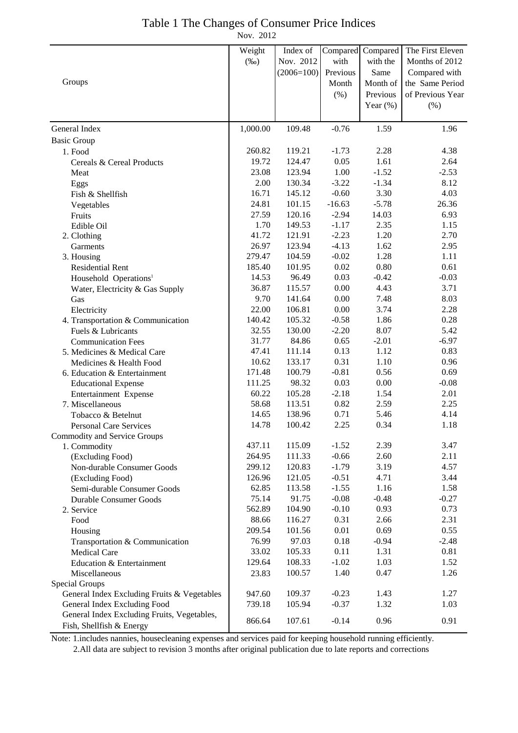# Table 1 The Changes of Consumer Price Indices

Nov. 2012

| Groups | Weight (‰) | Index of Nov. 2012 (2006=100) | Compared with Previous Month (%) | Compared with the Same Month of Previous Year (%) | The First Eleven Months of 2012 Compared with the Same Period of Previous Year (%) |
|---|---|---|---|---|---|
| General Index | 1,000.00 | 109.48 | -0.76 | 1.59 | 1.96 |
| Basic Group | | | | | |
| 1. Food | 260.82 | 119.21 | -1.73 | 2.28 | 4.38 |
| Cereals & Cereal Products | 19.72 | 124.47 | 0.05 | 1.61 | 2.64 |
| Meat | 23.08 | 123.94 | 1.00 | -1.52 | -2.53 |
| Eggs | 2.00 | 130.34 | -3.22 | -1.34 | 8.12 |
| Fish & Shellfish | 16.71 | 145.12 | -0.60 | 3.30 | 4.03 |
| Vegetables | 24.81 | 101.15 | -16.63 | -5.78 | 26.36 |
| Fruits | 27.59 | 120.16 | -2.94 | 14.03 | 6.93 |
| Edible Oil | 1.70 | 149.53 | -1.17 | 2.35 | 1.15 |
| 2. Clothing | 41.72 | 121.91 | -2.23 | 1.20 | 2.70 |
| Garments | 26.97 | 123.94 | -4.13 | 1.62 | 2.95 |
| 3. Housing | 279.47 | 104.59 | -0.02 | 1.28 | 1.11 |
| Residential Rent | 185.40 | 101.95 | 0.02 | 0.80 | 0.61 |
| Household Operations[1] | 14.53 | 96.49 | 0.03 | -0.42 | -0.03 |
| Water, Electricity & Gas Supply | 36.87 | 115.57 | 0.00 | 4.43 | 3.71 |
| Gas | 9.70 | 141.64 | 0.00 | 7.48 | 8.03 |
| Electricity | 22.00 | 106.81 | 0.00 | 3.74 | 2.28 |
| 4. Transportation & Communication | 140.42 | 105.32 | -0.58 | 1.86 | 0.28 |
| Fuels & Lubricants | 32.55 | 130.00 | -2.20 | 8.07 | 5.42 |
| Communication Fees | 31.77 | 84.86 | 0.65 | -2.01 | -6.97 |
| 5. Medicines & Medical Care | 47.41 | 111.14 | 0.13 | 1.12 | 0.83 |
| Medicines & Health Food | 10.62 | 133.17 | 0.31 | 1.10 | 0.96 |
| 6. Education & Entertainment | 171.48 | 100.79 | -0.81 | 0.56 | 0.69 |
| Educational Expense | 111.25 | 98.32 | 0.03 | 0.00 | -0.08 |
| Entertainment Expense | 60.22 | 105.28 | -2.18 | 1.54 | 2.01 |
| 7. Miscellaneous | 58.68 | 113.51 | 0.82 | 2.59 | 2.25 |
| Tobacco & Betelnut | 14.65 | 138.96 | 0.71 | 5.46 | 4.14 |
| Personal Care Services | 14.78 | 100.42 | 2.25 | 0.34 | 1.18 |
| Commodity and Service Groups | | | | | |
| 1. Commodity | 437.11 | 115.09 | -1.52 | 2.39 | 3.47 |
| (Excluding Food) | 264.95 | 111.33 | -0.66 | 2.60 | 2.11 |
| Non-durable Consumer Goods | 299.12 | 120.83 | -1.79 | 3.19 | 4.57 |
| (Excluding Food) | 126.96 | 121.05 | -0.51 | 4.71 | 3.44 |
| Semi-durable Consumer Goods | 62.85 | 113.58 | -1.55 | 1.16 | 1.58 |
| Durable Consumer Goods | 75.14 | 91.75 | -0.08 | -0.48 | -0.27 |
| 2. Service | 562.89 | 104.90 | -0.10 | 0.93 | 0.73 |
| Food | 88.66 | 116.27 | 0.31 | 2.66 | 2.31 |
| Housing | 209.54 | 101.56 | 0.01 | 0.69 | 0.55 |
| Transportation & Communication | 76.99 | 97.03 | 0.18 | -0.94 | -2.48 |
| Medical Care | 33.02 | 105.33 | 0.11 | 1.31 | 0.81 |
| Education & Entertainment | 129.64 | 108.33 | -1.02 | 1.03 | 1.52 |
| Miscellaneous | 23.83 | 100.57 | 1.40 | 0.47 | 1.26 |
| Special Groups | | | | | |
| General Index Excluding Fruits & Vegetables | 947.60 | 109.37 | -0.23 | 1.43 | 1.27 |
| General Index Excluding Food | 739.18 | 105.94 | -0.37 | 1.32 | 1.03 |
| General Index Excluding Fruits, Vegetables, Fish, Shellfish & Energy | 866.64 | 107.61 | -0.14 | 0.96 | 0.91 |

Note: 1.includes nannies, housecleaning expenses and services paid for keeping household running efficiently.
2.All data are subject to revision 3 months after original publication due to late reports and corrections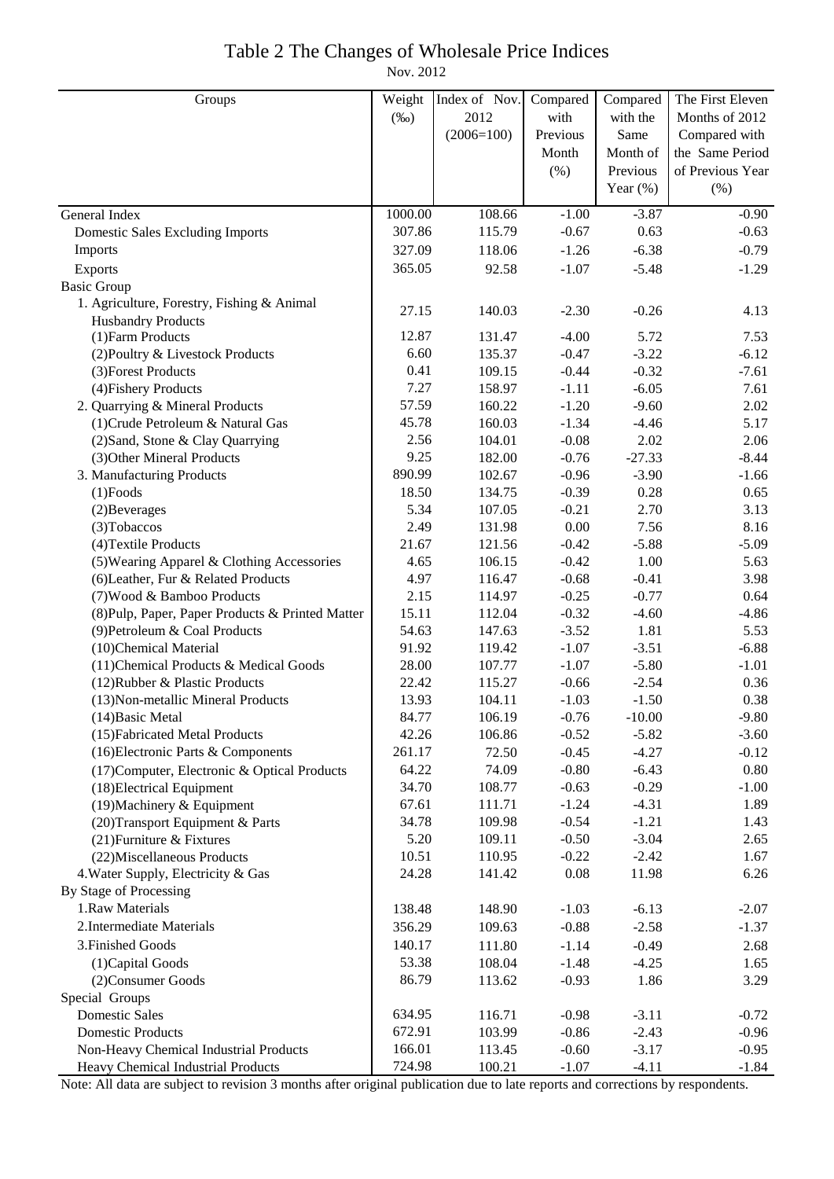# Table 2 The Changes of Wholesale Price Indices

Nov. 2012

| Groups | Weight (‰) | Index of Nov. 2012 (2006=100) | Compared with Previous Month (%) | Compared with the Same Month of Previous Year (%) | The First Eleven Months of 2012 Compared with the Same Period of Previous Year (%) |
|---|---|---|---|---|---|
| General Index | 1000.00 | 108.66 | -1.00 | -3.87 | -0.90 |
| Domestic Sales Excluding Imports | 307.86 | 115.79 | -0.67 | 0.63 | -0.63 |
| Imports | 327.09 | 118.06 | -1.26 | -6.38 | -0.79 |
| Exports | 365.05 | 92.58 | -1.07 | -5.48 | -1.29 |
| Basic Group | | | | | |
| 1. Agriculture, Forestry, Fishing & Animal Husbandry Products | 27.15 | 140.03 | -2.30 | -0.26 | 4.13 |
| (1)Farm Products | 12.87 | 131.47 | -4.00 | 5.72 | 7.53 |
| (2)Poultry & Livestock Products | 6.60 | 135.37 | -0.47 | -3.22 | -6.12 |
| (3)Forest Products | 0.41 | 109.15 | -0.44 | -0.32 | -7.61 |
| (4)Fishery Products | 7.27 | 158.97 | -1.11 | -6.05 | 7.61 |
| 2. Quarrying & Mineral Products | 57.59 | 160.22 | -1.20 | -9.60 | 2.02 |
| (1)Crude Petroleum & Natural Gas | 45.78 | 160.03 | -1.34 | -4.46 | 5.17 |
| (2)Sand, Stone & Clay Quarrying | 2.56 | 104.01 | -0.08 | 2.02 | 2.06 |
| (3)Other Mineral Products | 9.25 | 182.00 | -0.76 | -27.33 | -8.44 |
| 3. Manufacturing Products | 890.99 | 102.67 | -0.96 | -3.90 | -1.66 |
| (1)Foods | 18.50 | 134.75 | -0.39 | 0.28 | 0.65 |
| (2)Beverages | 5.34 | 107.05 | -0.21 | 2.70 | 3.13 |
| (3)Tobaccos | 2.49 | 131.98 | 0.00 | 7.56 | 8.16 |
| (4)Textile Products | 21.67 | 121.56 | -0.42 | -5.88 | -5.09 |
| (5)Wearing Apparel & Clothing Accessories | 4.65 | 106.15 | -0.42 | 1.00 | 5.63 |
| (6)Leather, Fur & Related Products | 4.97 | 116.47 | -0.68 | -0.41 | 3.98 |
| (7)Wood & Bamboo Products | 2.15 | 114.97 | -0.25 | -0.77 | 0.64 |
| (8)Pulp, Paper, Paper Products & Printed Matter | 15.11 | 112.04 | -0.32 | -4.60 | -4.86 |
| (9)Petroleum & Coal Products | 54.63 | 147.63 | -3.52 | 1.81 | 5.53 |
| (10)Chemical Material | 91.92 | 119.42 | -1.07 | -3.51 | -6.88 |
| (11)Chemical Products & Medical Goods | 28.00 | 107.77 | -1.07 | -5.80 | -1.01 |
| (12)Rubber & Plastic Products | 22.42 | 115.27 | -0.66 | -2.54 | 0.36 |
| (13)Non-metallic Mineral Products | 13.93 | 104.11 | -1.03 | -1.50 | 0.38 |
| (14)Basic Metal | 84.77 | 106.19 | -0.76 | -10.00 | -9.80 |
| (15)Fabricated Metal Products | 42.26 | 106.86 | -0.52 | -5.82 | -3.60 |
| (16)Electronic Parts & Components | 261.17 | 72.50 | -0.45 | -4.27 | -0.12 |
| (17)Computer, Electronic & Optical Products | 64.22 | 74.09 | -0.80 | -6.43 | 0.80 |
| (18)Electrical Equipment | 34.70 | 108.77 | -0.63 | -0.29 | -1.00 |
| (19)Machinery & Equipment | 67.61 | 111.71 | -1.24 | -4.31 | 1.89 |
| (20)Transport Equipment & Parts | 34.78 | 109.98 | -0.54 | -1.21 | 1.43 |
| (21)Furniture & Fixtures | 5.20 | 109.11 | -0.50 | -3.04 | 2.65 |
| (22)Miscellaneous Products | 10.51 | 110.95 | -0.22 | -2.42 | 1.67 |
| 4.Water Supply, Electricity & Gas | 24.28 | 141.42 | 0.08 | 11.98 | 6.26 |
| By Stage of Processing | | | | | |
| 1.Raw Materials | 138.48 | 148.90 | -1.03 | -6.13 | -2.07 |
| 2.Intermediate Materials | 356.29 | 109.63 | -0.88 | -2.58 | -1.37 |
| 3.Finished Goods | 140.17 | 111.80 | -1.14 | -0.49 | 2.68 |
| (1)Capital Goods | 53.38 | 108.04 | -1.48 | -4.25 | 1.65 |
| (2)Consumer Goods | 86.79 | 113.62 | -0.93 | 1.86 | 3.29 |
| Special Groups | | | | | |
| Domestic Sales | 634.95 | 116.71 | -0.98 | -3.11 | -0.72 |
| Domestic Products | 672.91 | 103.99 | -0.86 | -2.43 | -0.96 |
| Non-Heavy Chemical Industrial Products | 166.01 | 113.45 | -0.60 | -3.17 | -0.95 |
| Heavy Chemical Industrial Products | 724.98 | 100.21 | -1.07 | -4.11 | -1.84 |

Note: All data are subject to revision 3 months after original publication due to late reports and corrections by respondents.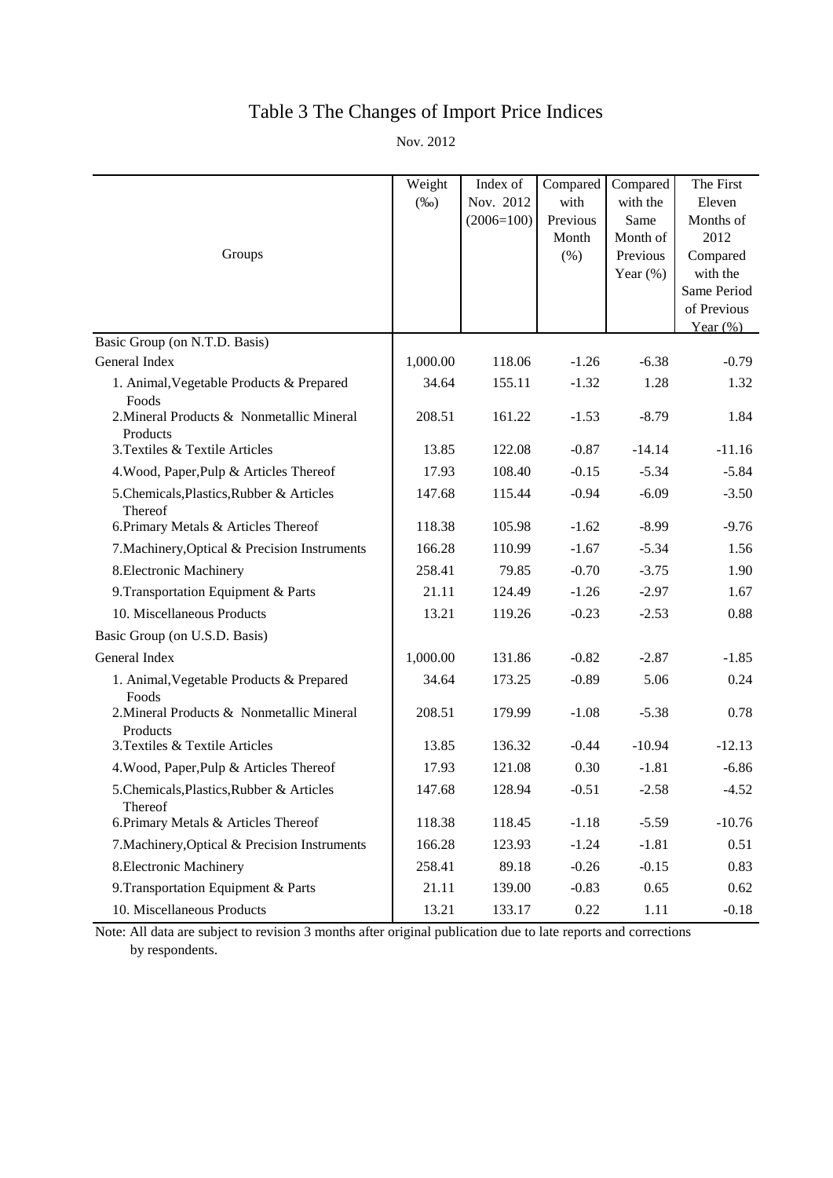# Table 3 The Changes of Import Price Indices

Nov. 2012

| Groups | Weight (‰) | Index of Nov. 2012 (2006=100) | Compared with Previous Month (%) | Compared with the Same Month of Previous Year (%) | The First Eleven Months of 2012 Compared with the Same Period of Previous Year (%) |
|---|---|---|---|---|---|
| Basic Group (on N.T.D. Basis) | | | | | |
| General Index | 1,000.00 | 118.06 | -1.26 | -6.38 | -0.79 |
| 1. Animal,Vegetable Products & Prepared Foods | 34.64 | 155.11 | -1.32 | 1.28 | 1.32 |
| 2.Mineral Products & Nonmetallic Mineral Products | 208.51 | 161.22 | -1.53 | -8.79 | 1.84 |
| 3.Textiles & Textile Articles | 13.85 | 122.08 | -0.87 | -14.14 | -11.16 |
| 4.Wood, Paper,Pulp & Articles Thereof | 17.93 | 108.40 | -0.15 | -5.34 | -5.84 |
| 5.Chemicals,Plastics,Rubber & Articles Thereof | 147.68 | 115.44 | -0.94 | -6.09 | -3.50 |
| 6.Primary Metals & Articles Thereof | 118.38 | 105.98 | -1.62 | -8.99 | -9.76 |
| 7.Machinery,Optical & Precision Instruments | 166.28 | 110.99 | -1.67 | -5.34 | 1.56 |
| 8.Electronic Machinery | 258.41 | 79.85 | -0.70 | -3.75 | 1.90 |
| 9.Transportation Equipment & Parts | 21.11 | 124.49 | -1.26 | -2.97 | 1.67 |
| 10. Miscellaneous Products | 13.21 | 119.26 | -0.23 | -2.53 | 0.88 |
| Basic Group (on U.S.D. Basis) | | | | | |
| General Index | 1,000.00 | 131.86 | -0.82 | -2.87 | -1.85 |
| 1. Animal,Vegetable Products & Prepared Foods | 34.64 | 173.25 | -0.89 | 5.06 | 0.24 |
| 2.Mineral Products & Nonmetallic Mineral Products | 208.51 | 179.99 | -1.08 | -5.38 | 0.78 |
| 3.Textiles & Textile Articles | 13.85 | 136.32 | -0.44 | -10.94 | -12.13 |
| 4.Wood, Paper,Pulp & Articles Thereof | 17.93 | 121.08 | 0.30 | -1.81 | -6.86 |
| 5.Chemicals,Plastics,Rubber & Articles Thereof | 147.68 | 128.94 | -0.51 | -2.58 | -4.52 |
| 6.Primary Metals & Articles Thereof | 118.38 | 118.45 | -1.18 | -5.59 | -10.76 |
| 7.Machinery,Optical & Precision Instruments | 166.28 | 123.93 | -1.24 | -1.81 | 0.51 |
| 8.Electronic Machinery | 258.41 | 89.18 | -0.26 | -0.15 | 0.83 |
| 9.Transportation Equipment & Parts | 21.11 | 139.00 | -0.83 | 0.65 | 0.62 |
| 10. Miscellaneous Products | 13.21 | 133.17 | 0.22 | 1.11 | -0.18 |

Note: All data are subject to revision 3 months after original publication due to late reports and corrections by respondents.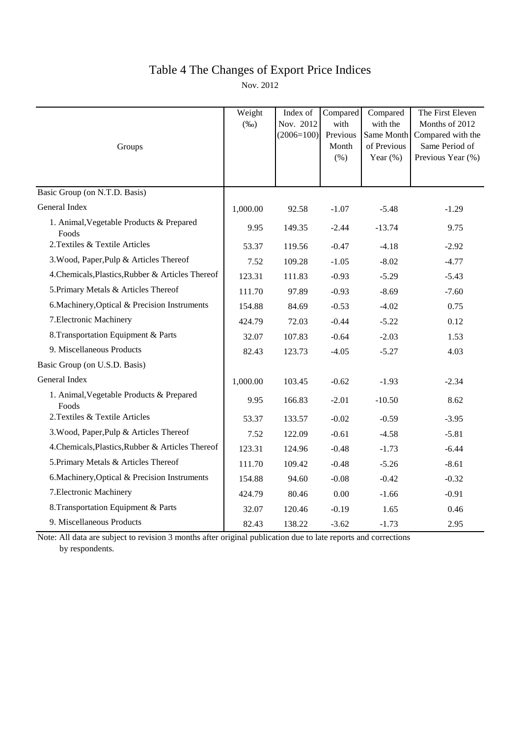# Table 4 The Changes of Export Price Indices

Nov. 2012

| Groups | Weight (‰) | Index of Nov. 2012 (2006=100) | Compared with Previous Month (%) | Compared with the Same Month of Previous Year (%) | The First Eleven Months of 2012 Compared with the Same Period of Previous Year (%) |
|---|---|---|---|---|---|
| Basic Group (on N.T.D. Basis) | | | | | |
| General Index | 1,000.00 | 92.58 | -1.07 | -5.48 | -1.29 |
| 1. Animal,Vegetable Products & Prepared Foods | 9.95 | 149.35 | -2.44 | -13.74 | 9.75 |
| 2.Textiles & Textile Articles | 53.37 | 119.56 | -0.47 | -4.18 | -2.92 |
| 3.Wood, Paper,Pulp & Articles Thereof | 7.52 | 109.28 | -1.05 | -8.02 | -4.77 |
| 4.Chemicals,Plastics,Rubber & Articles Thereof | 123.31 | 111.83 | -0.93 | -5.29 | -5.43 |
| 5.Primary Metals & Articles Thereof | 111.70 | 97.89 | -0.93 | -8.69 | -7.60 |
| 6.Machinery,Optical & Precision Instruments | 154.88 | 84.69 | -0.53 | -4.02 | 0.75 |
| 7.Electronic Machinery | 424.79 | 72.03 | -0.44 | -5.22 | 0.12 |
| 8.Transportation Equipment & Parts | 32.07 | 107.83 | -0.64 | -2.03 | 1.53 |
| 9. Miscellaneous Products | 82.43 | 123.73 | -4.05 | -5.27 | 4.03 |
| Basic Group (on U.S.D. Basis) | | | | | |
| General Index | 1,000.00 | 103.45 | -0.62 | -1.93 | -2.34 |
| 1. Animal,Vegetable Products & Prepared Foods | 9.95 | 166.83 | -2.01 | -10.50 | 8.62 |
| 2.Textiles & Textile Articles | 53.37 | 133.57 | -0.02 | -0.59 | -3.95 |
| 3.Wood, Paper,Pulp & Articles Thereof | 7.52 | 122.09 | -0.61 | -4.58 | -5.81 |
| 4.Chemicals,Plastics,Rubber & Articles Thereof | 123.31 | 124.96 | -0.48 | -1.73 | -6.44 |
| 5.Primary Metals & Articles Thereof | 111.70 | 109.42 | -0.48 | -5.26 | -8.61 |
| 6.Machinery,Optical & Precision Instruments | 154.88 | 94.60 | -0.08 | -0.42 | -0.32 |
| 7.Electronic Machinery | 424.79 | 80.46 | 0.00 | -1.66 | -0.91 |
| 8.Transportation Equipment & Parts | 32.07 | 120.46 | -0.19 | 1.65 | 0.46 |
| 9. Miscellaneous Products | 82.43 | 138.22 | -3.62 | -1.73 | 2.95 |

Note: All data are subject to revision 3 months after original publication due to late reports and corrections by respondents.